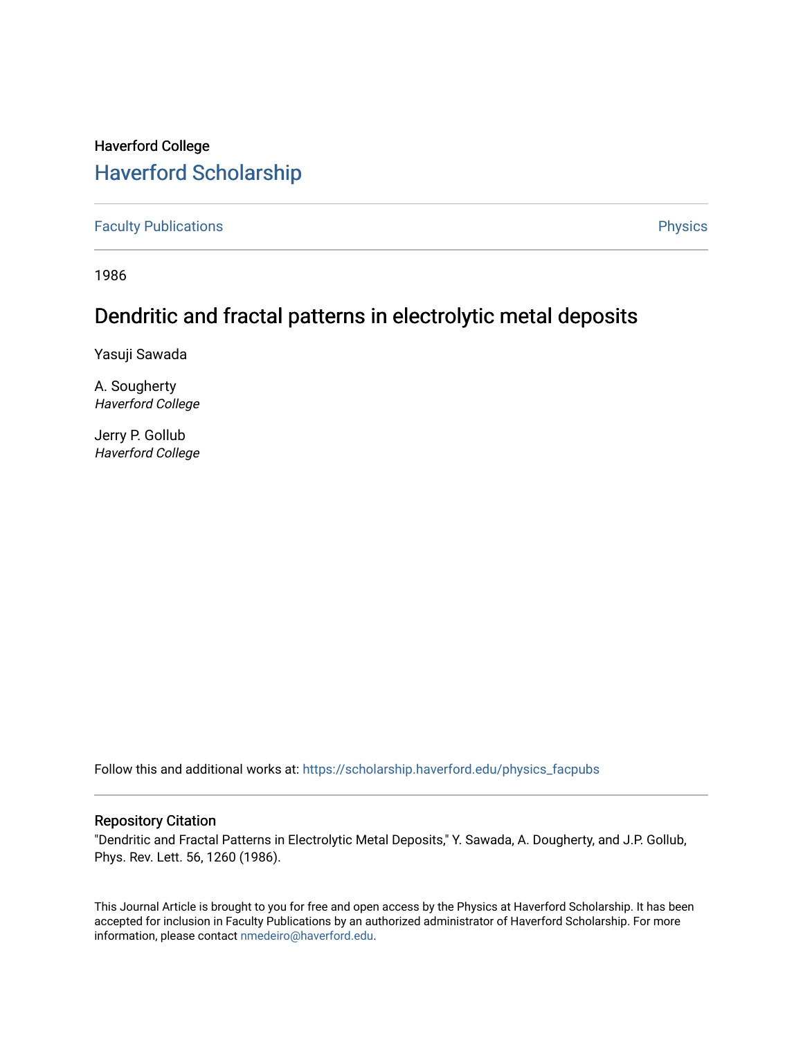Haverford College

# Haverford Scholarship

Faculty Publications

Physics

1986

## Dendritic and fractal patterns in electrolytic metal deposits

Yasuji Sawada

A. Sougherty
*Haverford College*

Jerry P. Gollub
*Haverford College*

Follow this and additional works at: https://scholarship.haverford.edu/physics_facpubs

### Repository Citation

"Dendritic and Fractal Patterns in Electrolytic Metal Deposits," Y. Sawada, A. Dougherty, and J.P. Gollub, Phys. Rev. Lett. 56, 1260 (1986).

This Journal Article is brought to you for free and open access by the Physics at Haverford Scholarship. It has been accepted for inclusion in Faculty Publications by an authorized administrator of Haverford Scholarship. For more information, please contact nmedeiro@haverford.edu.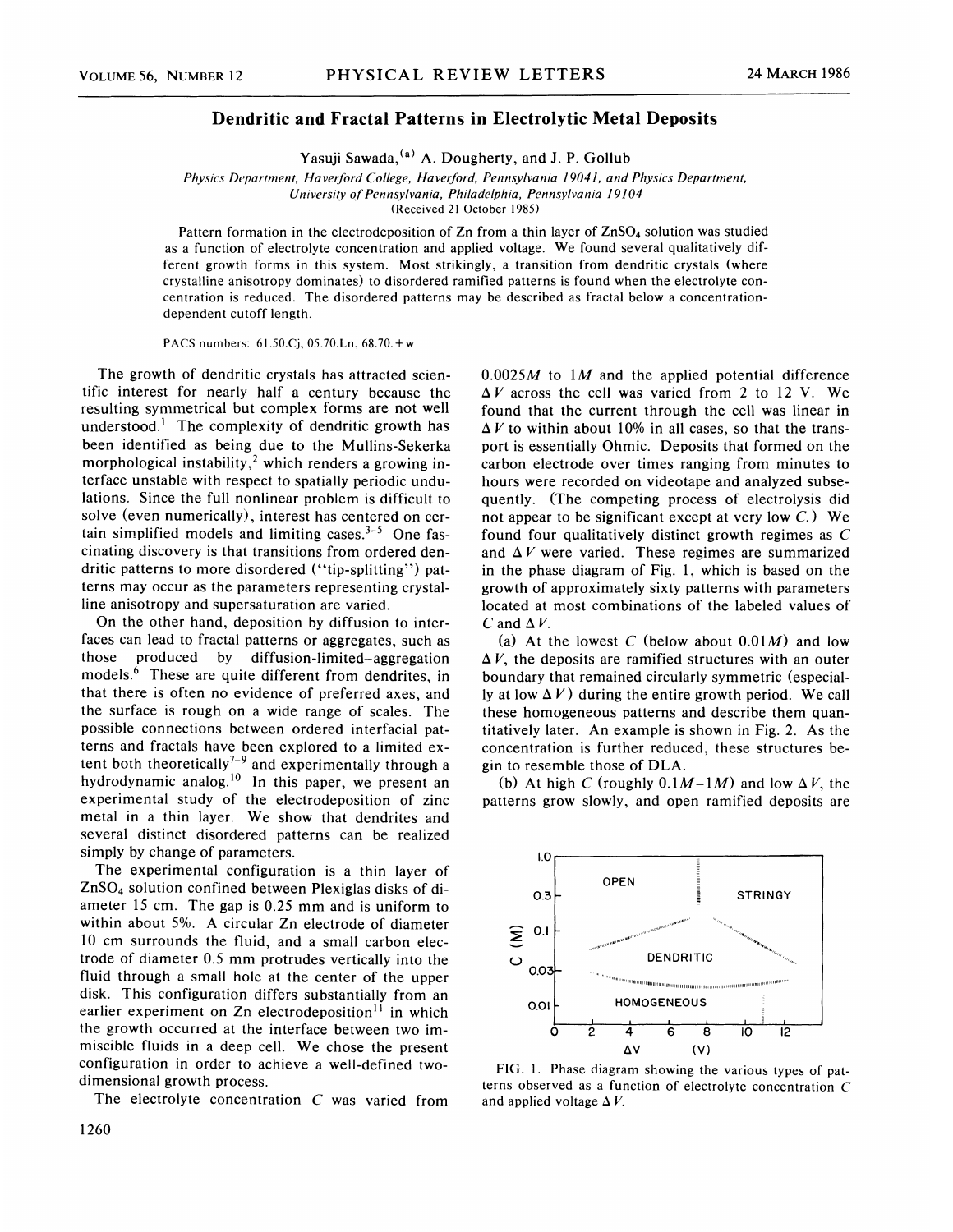# Dendritic and Fractal Patterns in Electrolytic Metal Deposits

Yasuji Sawada,[a] A. Dougherty, and J. P. Gollub

*Physics Department, Haverford College, Haverford, Pennsylvania 19041, and Physics Department, University of Pennsylvania, Philadelphia, Pennsylvania 19104*

(Received 21 October 1985)

Pattern formation in the electrodeposition of Zn from a thin layer of $ZnSO_4$ solution was studied as a function of electrolyte concentration and applied voltage. We found several qualitatively different growth forms in this system. Most strikingly, a transition from dendritic crystals (where crystalline anisotropy dominates) to disordered ramified patterns is found when the electrolyte concentration is reduced. The disordered patterns may be described as fractal below a concentration-dependent cutoff length.

PACS numbers: 61.50.Cj, 05.70.Ln, 68.70.+w

The growth of dendritic crystals has attracted scientific interest for nearly half a century because the resulting symmetrical but complex forms are not well understood.[1] The complexity of dendritic growth has been identified as being due to the Mullins-Sekerka morphological instability,[2] which renders a growing interface unstable with respect to spatially periodic undulations. Since the full nonlinear problem is difficult to solve (even numerically), interest has centered on certain simplified models and limiting cases.[3-5] One fascinating discovery is that transitions from ordered dendritic patterns to more disordered ("tip-splitting") patterns may occur as the parameters representing crystalline anisotropy and supersaturation are varied.

On the other hand, deposition by diffusion to interfaces can lead to fractal patterns or aggregates, such as those produced by diffusion-limited–aggregation models.[6] These are quite different from dendrites, in that there is often no evidence of preferred axes, and the surface is rough on a wide range of scales. The possible connections between ordered interfacial patterns and fractals have been explored to a limited extent both theoretically[7-9] and experimentally through a hydrodynamic analog.[10] In this paper, we present an experimental study of the electrodeposition of zinc metal in a thin layer. We show that dendrites and several distinct disordered patterns can be realized simply by change of parameters.

The experimental configuration is a thin layer of $ZnSO_4$ solution confined between Plexiglas disks of diameter 15 cm. The gap is 0.25 mm and is uniform to within about 5%. A circular Zn electrode of diameter 10 cm surrounds the fluid, and a small carbon electrode of diameter 0.5 mm protrudes vertically into the fluid through a small hole at the center of the upper disk. This configuration differs substantially from an earlier experiment on Zn electrodeposition[11] in which the growth occurred at the interface between two immiscible fluids in a deep cell. We chose the present configuration in order to achieve a well-defined two-dimensional growth process.

The electrolyte concentration $C$ was varied from $0.0025M$ to $1M$ and the applied potential difference $\Delta V$ across the cell was varied from 2 to 12 V. We found that the current through the cell was linear in $\Delta V$ to within about 10% in all cases, so that the transport is essentially Ohmic. Deposits that formed on the carbon electrode over times ranging from minutes to hours were recorded on videotape and analyzed subsequently. (The competing process of electrolysis did not appear to be significant except at very low $C$.) We found four qualitatively distinct growth regimes as $C$ and $\Delta V$ were varied. These regimes are summarized in the phase diagram of Fig. 1, which is based on the growth of approximately sixty patterns with parameters located at most combinations of the labeled values of $C$ and $\Delta V$.

(a) At the lowest $C$ (below about $0.01M$) and low $\Delta V$, the deposits are ramified structures with an outer boundary that remained circularly symmetric (especially at low $\Delta V$) during the entire growth period. We call these homogeneous patterns and describe them quantitatively later. An example is shown in Fig. 2. As the concentration is further reduced, these structures begin to resemble those of DLA.

(b) At high $C$ (roughly $0.1M$–$1M$) and low $\Delta V$, the patterns grow slowly, and open ramified deposits are

FIG. 1. Phase diagram showing the various types of patterns observed as a function of electrolyte concentration $C$ and applied voltage $\Delta V$.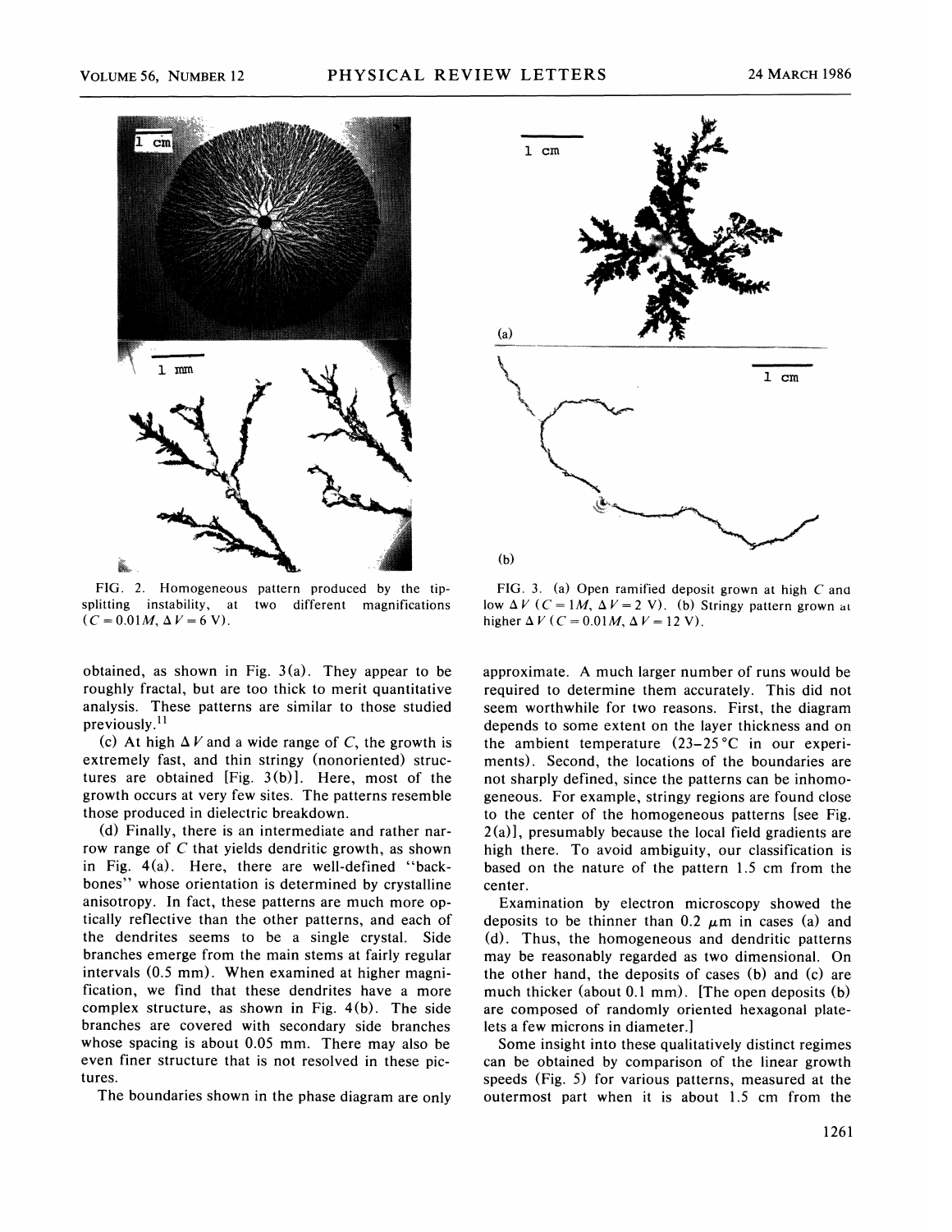FIG. 2. Homogeneous pattern produced by the tip-splitting instability, at two different magnifications ($C = 0.01M$, $\Delta V = 6$ V).

FIG. 3. (a) Open ramified deposit grown at high $C$ and low $\Delta V$ ($C = 1M$, $\Delta V = 2$ V). (b) Stringy pattern grown at higher $\Delta V$ ($C = 0.01M$, $\Delta V = 12$ V).

obtained, as shown in Fig. 3(a). They appear to be roughly fractal, but are too thick to merit quantitative analysis. These patterns are similar to those studied previously.[11]

(c) At high $\Delta V$ and a wide range of $C$, the growth is extremely fast, and thin stringy (nonoriented) structures are obtained [Fig. 3(b)]. Here, most of the growth occurs at very few sites. The patterns resemble those produced in dielectric breakdown.

(d) Finally, there is an intermediate and rather narrow range of $C$ that yields dendritic growth, as shown in Fig. 4(a). Here, there are well-defined "backbones" whose orientation is determined by crystalline anisotropy. In fact, these patterns are much more optically reflective than the other patterns, and each of the dendrites seems to be a single crystal. Side branches emerge from the main stems at fairly regular intervals (0.5 mm). When examined at higher magnification, we find that these dendrites have a more complex structure, as shown in Fig. 4(b). The side branches are covered with secondary side branches whose spacing is about 0.05 mm. There may also be even finer structure that is not resolved in these pictures.

The boundaries shown in the phase diagram are only approximate. A much larger number of runs would be required to determine them accurately. This did not seem worthwhile for two reasons. First, the diagram depends to some extent on the layer thickness and on the ambient temperature (23–25 °C in our experiments). Second, the locations of the boundaries are not sharply defined, since the patterns can be inhomogeneous. For example, stringy regions are found close to the center of the homogeneous patterns [see Fig. 2(a)], presumably because the local field gradients are high there. To avoid ambiguity, our classification is based on the nature of the pattern 1.5 cm from the center.

Examination by electron microscopy showed the deposits to be thinner than 0.2 $\mu$m in cases (a) and (d). Thus, the homogeneous and dendritic patterns may be reasonably regarded as two dimensional. On the other hand, the deposits of cases (b) and (c) are much thicker (about 0.1 mm). [The open deposits (b) are composed of randomly oriented hexagonal platelets a few microns in diameter.]

Some insight into these qualitatively distinct regimes can be obtained by comparison of the linear growth speeds (Fig. 5) for various patterns, measured at the outermost part when it is about 1.5 cm from the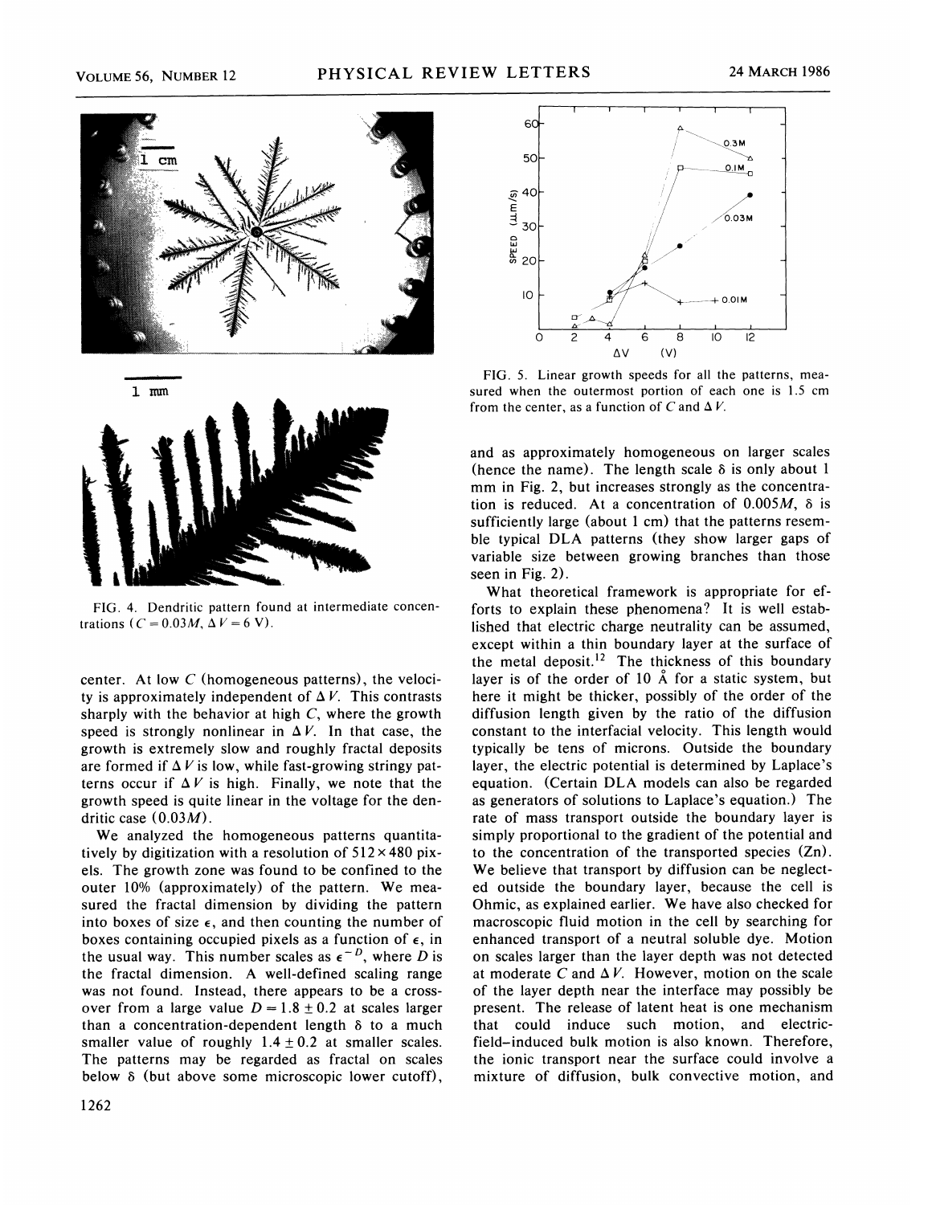FIG. 4. Dendritic pattern found at intermediate concentrations ($C = 0.03M$, $\Delta V = 6$ V).

center. At low $C$ (homogeneous patterns), the velocity is approximately independent of $\Delta V$. This contrasts sharply with the behavior at high $C$, where the growth speed is strongly nonlinear in $\Delta V$. In that case, the growth is extremely slow and roughly fractal deposits are formed if $\Delta V$ is low, while fast-growing stringy patterns occur if $\Delta V$ is high. Finally, we note that the growth speed is quite linear in the voltage for the dendritic case ($0.03M$).

We analyzed the homogeneous patterns quantitatively by digitization with a resolution of $512 \times 480$ pixels. The growth zone was found to be confined to the outer 10% (approximately) of the pattern. We measured the fractal dimension by dividing the pattern into boxes of size $\epsilon$, and then counting the number of boxes containing occupied pixels as a function of $\epsilon$, in the usual way. This number scales as $\epsilon^{-D}$, where $D$ is the fractal dimension. A well-defined scaling range was not found. Instead, there appears to be a crossover from a large value $D = 1.8 \pm 0.2$ at scales larger than a concentration-dependent length $\delta$ to a much smaller value of roughly $1.4 \pm 0.2$ at smaller scales. The patterns may be regarded as fractal on scales below $\delta$ (but above some microscopic lower cutoff), and as approximately homogeneous on larger scales (hence the name). The length scale $\delta$ is only about 1 mm in Fig. 2, but increases strongly as the concentration is reduced. At a concentration of $0.005M$, $\delta$ is sufficiently large (about 1 cm) that the patterns resemble typical DLA patterns (they show larger gaps of variable size between growing branches than those seen in Fig. 2).

FIG. 5. Linear growth speeds for all the patterns, measured when the outermost portion of each one is 1.5 cm from the center, as a function of $C$ and $\Delta V$.

What theoretical framework is appropriate for efforts to explain these phenomena? It is well established that electric charge neutrality can be assumed, except within a thin boundary layer at the surface of the metal deposit.[12] The thickness of this boundary layer is of the order of 10 Å for a static system, but here it might be thicker, possibly of the order of the diffusion length given by the ratio of the diffusion constant to the interfacial velocity. This length would typically be tens of microns. Outside the boundary layer, the electric potential is determined by Laplace's equation. (Certain DLA models can also be regarded as generators of solutions to Laplace's equation.) The rate of mass transport outside the boundary layer is simply proportional to the gradient of the potential and to the concentration of the transported species (Zn). We believe that transport by diffusion can be neglected outside the boundary layer, because the cell is Ohmic, as explained earlier. We have also checked for macroscopic fluid motion in the cell by searching for enhanced transport of a neutral soluble dye. Motion on scales larger than the layer depth was not detected at moderate $C$ and $\Delta V$. However, motion on the scale of the layer depth near the interface may possibly be present. The release of latent heat is one mechanism that could induce such motion, and electric-field–induced bulk motion is also known. Therefore, the ionic transport near the surface could involve a mixture of diffusion, bulk convective motion, and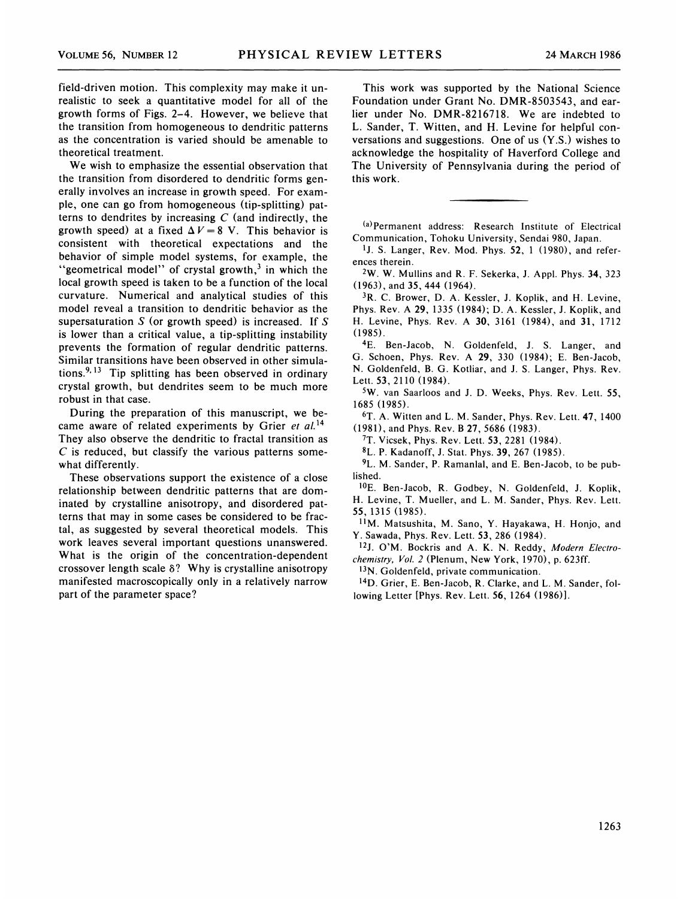field-driven motion. This complexity may make it unrealistic to seek a quantitative model for all of the growth forms of Figs. 2–4. However, we believe that the transition from homogeneous to dendritic patterns as the concentration is varied should be amenable to theoretical treatment.

We wish to emphasize the essential observation that the transition from disordered to dendritic forms generally involves an increase in growth speed. For example, one can go from homogeneous (tip-splitting) patterns to dendrites by increasing $C$ (and indirectly, the growth speed) at a fixed $\Delta V = 8$ V. This behavior is consistent with theoretical expectations and the behavior of simple model systems, for example, the "geometrical model" of crystal growth,[3] in which the local growth speed is taken to be a function of the local curvature. Numerical and analytical studies of this model reveal a transition to dendritic behavior as the supersaturation $S$ (or growth speed) is increased. If $S$ is lower than a critical value, a tip-splitting instability prevents the formation of regular dendritic patterns. Similar transitions have been observed in other simulations.[9,13] Tip splitting has been observed in ordinary crystal growth, but dendrites seem to be much more robust in that case.

During the preparation of this manuscript, we became aware of related experiments by Grier *et al.*[14] They also observe the dendritic to fractal transition as $C$ is reduced, but classify the various patterns somewhat differently.

These observations support the existence of a close relationship between dendritic patterns that are dominated by crystalline anisotropy, and disordered patterns that may in some cases be considered to be fractal, as suggested by several theoretical models. This work leaves several important questions unanswered. What is the origin of the concentration-dependent crossover length scale $\delta$? Why is crystalline anisotropy manifested macroscopically only in a relatively narrow part of the parameter space?

This work was supported by the National Science Foundation under Grant No. DMR-8503543, and earlier under No. DMR-8216718. We are indebted to L. Sander, T. Witten, and H. Levine for helpful conversations and suggestions. One of us (Y.S.) wishes to acknowledge the hospitality of Haverford College and The University of Pennsylvania during the period of this work.

---

[(a)]Permanent address: Research Institute of Electrical Communication, Tohoku University, Sendai 980, Japan.

[1]J. S. Langer, Rev. Mod. Phys. **52**, 1 (1980), and references therein.

[2]W. W. Mullins and R. F. Sekerka, J. Appl. Phys. **34**, 323 (1963), and **35**, 444 (1964).

[3]R. C. Brower, D. A. Kessler, J. Koplik, and H. Levine, Phys. Rev. A **29**, 1335 (1984); D. A. Kessler, J. Koplik, and H. Levine, Phys. Rev. A **30**, 3161 (1984), and **31**, 1712 (1985).

[4]E. Ben-Jacob, N. Goldenfeld, J. S. Langer, and G. Schoen, Phys. Rev. A **29**, 330 (1984); E. Ben-Jacob, N. Goldenfeld, B. G. Kotliar, and J. S. Langer, Phys. Rev. Lett. **53**, 2110 (1984).

[5]W. van Saarloos and J. D. Weeks, Phys. Rev. Lett. **55**, 1685 (1985).

[6]T. A. Witten and L. M. Sander, Phys. Rev. Lett. **47**, 1400 (1981), and Phys. Rev. B **27**, 5686 (1983).

[7]T. Vicsek, Phys. Rev. Lett. **53**, 2281 (1984).

[8]L. P. Kadanoff, J. Stat. Phys. **39**, 267 (1985).

[9]L. M. Sander, P. Ramanlal, and E. Ben-Jacob, to be published.

[10]E. Ben-Jacob, R. Godbey, N. Goldenfeld, J. Koplik, H. Levine, T. Mueller, and L. M. Sander, Phys. Rev. Lett. **55**, 1315 (1985).

[11]M. Matsushita, M. Sano, Y. Hayakawa, H. Honjo, and Y. Sawada, Phys. Rev. Lett. **53**, 286 (1984).

[12]J. O'M. Bockris and A. K. N. Reddy, *Modern Electrochemistry, Vol. 2* (Plenum, New York, 1970), p. 623ff.

[13]N. Goldenfeld, private communication.

[14]D. Grier, E. Ben-Jacob, R. Clarke, and L. M. Sander, following Letter [Phys. Rev. Lett. **56**, 1264 (1986)].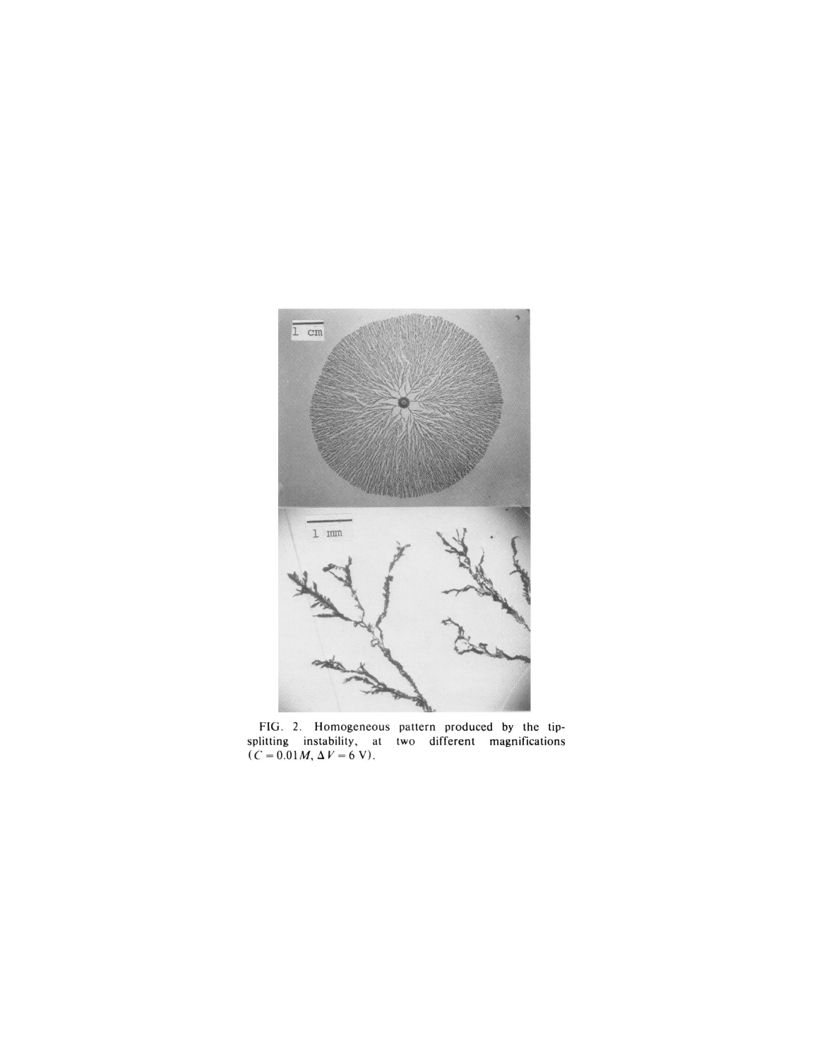FIG. 2. Homogeneous pattern produced by the tip-splitting instability, at two different magnifications ($C = 0.01M$, $\Delta V = 6$ V).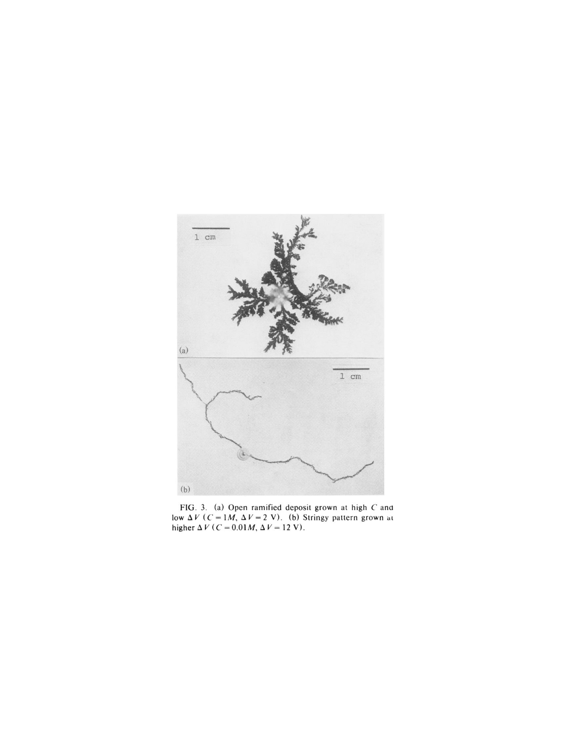FIG. 3. (a) Open ramified deposit grown at high $C$ and low $\Delta V$ ($C = 1M$, $\Delta V = 2$ V). (b) Stringy pattern grown at higher $\Delta V$ ($C = 0.01M$, $\Delta V = 12$ V).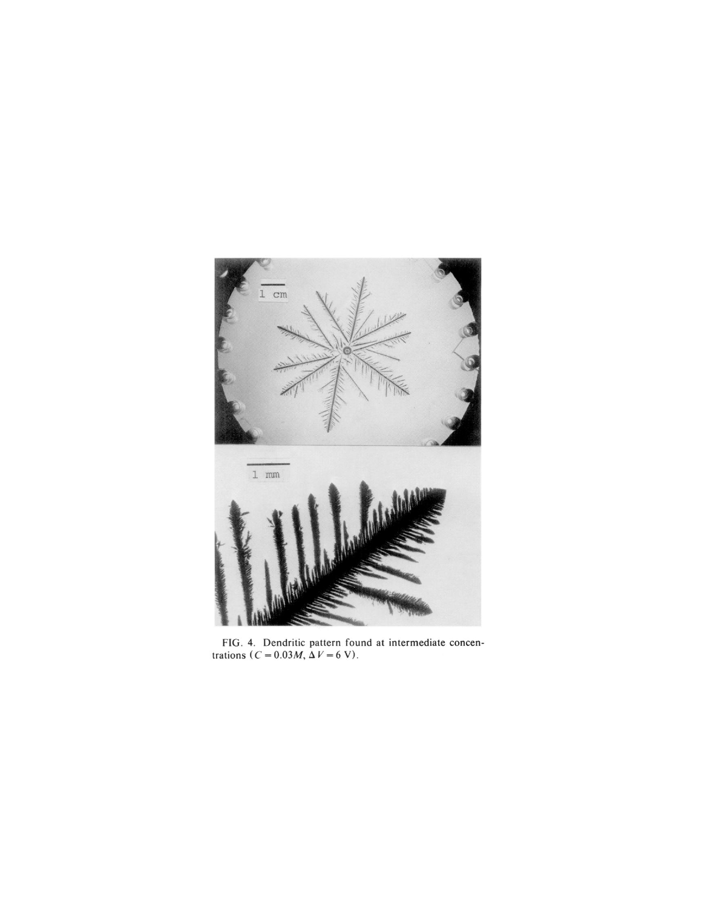1 cm

1 mm

FIG. 4. Dendritic pattern found at intermediate concentrations ($C = 0.03M$, $\Delta V = 6$ V).